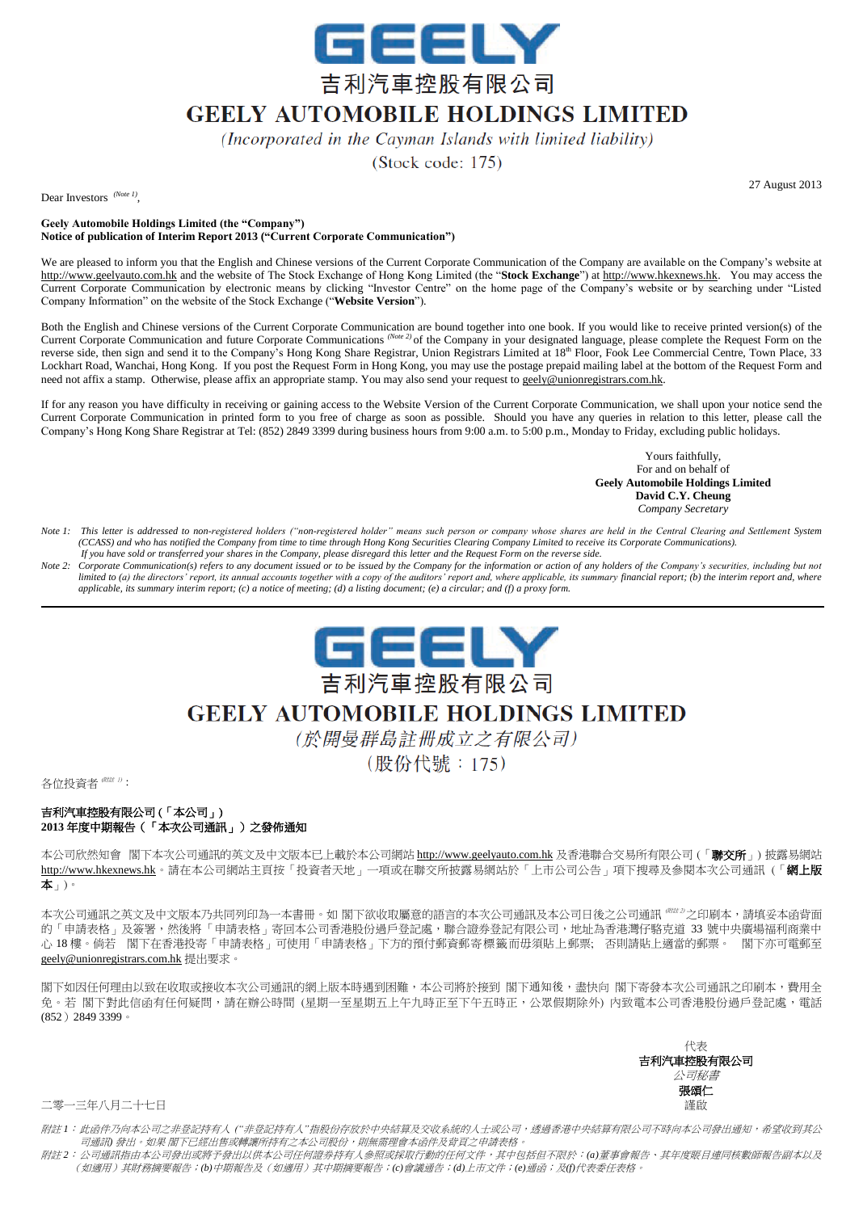# GEELY

# 吉利汽車控股有限公司

# GEELY AUTOMOBILE HOLDINGS LIMITED

*(Incorporated in the Cayman Islands with limited liability)*

(Stock code: 175)

27 August 2013

Dear Investors [(Note 1)],

**Geely Automobile Holdings Limited (the "Company")**
**Notice of publication of Interim Report 2013 ("Current Corporate Communication")**

We are pleased to inform you that the English and Chinese versions of the Current Corporate Communication of the Company are available on the Company's website at http://www.geelyauto.com.hk and the website of The Stock Exchange of Hong Kong Limited (the "**Stock Exchange**") at http://www.hkexnews.hk. You may access the Current Corporate Communication by electronic means by clicking "Investor Centre" on the home page of the Company's website or by searching under "Listed Company Information" on the website of the Stock Exchange ("**Website Version**").

Both the English and Chinese versions of the Current Corporate Communication are bound together into one book. If you would like to receive printed version(s) of the Current Corporate Communication and future Corporate Communications [(Note 2)] of the Company in your designated language, please complete the Request Form on the reverse side, then sign and send it to the Company's Hong Kong Share Registrar, Union Registrars Limited at 18th Floor, Fook Lee Commercial Centre, Town Place, 33 Lockhart Road, Wanchai, Hong Kong. If you post the Request Form in Hong Kong, you may use the postage prepaid mailing label at the bottom of the Request Form and need not affix a stamp. Otherwise, please affix an appropriate stamp. You may also send your request to geely@unionregistrars.com.hk.

If for any reason you have difficulty in receiving or gaining access to the Website Version of the Current Corporate Communication, we shall upon your notice send the Current Corporate Communication in printed form to you free of charge as soon as possible. Should you have any queries in relation to this letter, please call the Company's Hong Kong Share Registrar at Tel: (852) 2849 3399 during business hours from 9:00 a.m. to 5:00 p.m., Monday to Friday, excluding public holidays.

Yours faithfully,
For and on behalf of
**Geely Automobile Holdings Limited**
**David C.Y. Cheung**
*Company Secretary*

*Note 1: This letter is addressed to non-registered holders ("non-registered holder" means such person or company whose shares are held in the Central Clearing and Settlement System (CCASS) and who has notified the Company from time to time through Hong Kong Securities Clearing Company Limited to receive its Corporate Communications). If you have sold or transferred your shares in the Company, please disregard this letter and the Request Form on the reverse side.*

*Note 2: Corporate Communication(s) refers to any document issued or to be issued by the Company for the information or action of any holders of the Company's securities, including but not limited to (a) the directors' report, its annual accounts together with a copy of the auditors' report and, where applicable, its summary financial report; (b) the interim report and, where applicable, its summary interim report; (c) a notice of meeting; (d) a listing document; (e) a circular; and (f) a proxy form.*

---

# GEELY

# 吉利汽車控股有限公司

# GEELY AUTOMOBILE HOLDINGS LIMITED

*(於開曼群島註冊成立之有限公司)*

(股份代號：175)

各位投資者 [(附註 1)]：

**吉利汽車控股有限公司(「本公司」)**
**2013 年度中期報告(「本次公司通訊」)之發佈通知**

本公司欣然知會 閣下本次公司通訊的英文及中文版本已上載於本公司網站 http://www.geelyauto.com.hk 及香港聯合交易所有限公司(「**聯交所**」)披露易網站 http://www.hkexnews.hk。請在本公司網站主頁按「投資者天地」一項或在聯交所披露易網站於「上市公司公告」項下搜尋及參閱本次公司通訊(「**網上版本**」)。

本次公司通訊之英文及中文版本乃共同列印為一本書冊。如 閣下欲收取屬意的語言的本次公司通訊及本公司日後之公司通訊 [(附註 2)] 之印刷本，請填妥本函背面的「申請表格」及簽署，然後將「申請表格」寄回本公司香港股份過戶登記處，聯合證券登記有限公司，地址為香港灣仔駱克道 33 號中央廣場福利商業中心 18 樓。倘若 閣下在香港投寄「申請表格」可使用「申請表格」下方的預付郵資郵寄標籤而毋須貼上郵票; 否則請貼上適當的郵票。 閣下亦可電郵至 geely@unionregistrars.com.hk 提出要求。

閣下如因任何理由以致在收取或接收本次公司通訊的網上版本時遇到困難，本公司將於接到 閣下通知後，盡快向 閣下寄發本次公司通訊之印刷本，費用全免。若 閣下對此信函有任何疑問，請在辦公時間 (星期一至星期五上午九時正至下午五時正，公眾假期除外) 內致電本公司香港股份過戶登記處，電話 (852) 2849 3399。

代表
**吉利汽車控股有限公司**
*公司秘書*
**張頌仁**
謹啟

二零一三年八月二十七日

*附註 1：此函件乃向本公司之非登記持有人 ("非登記持有人"指股份存放於中央結算及交收系統的人士或公司，透過香港中央結算有限公司不時向本公司發出通知，希望收到其公司通訊) 發出。如果 閣下已經出售或轉讓所持有之本公司股份，則無需理會本函件及背頁之申請表格。*

*附註 2：公司通訊指由本公司發出或將予發出以供本公司任何證券持有人參照或採取行動的任何文件，其中包括但不限於：(a)董事會報告、其年度賬目連同核數師報告副本以及(如適用)其財務摘要報告；(b)中期報告及(如適用)其中期摘要報告；(c)會議通告；(d)上市文件；(e)通函；及(f)代表委任表格。*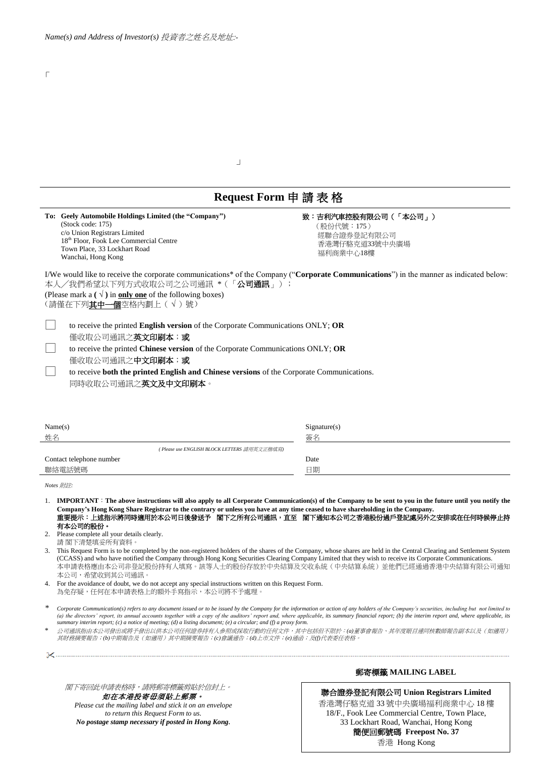*Name(s) and Address of Investor(s) 投資者之姓名及地址:-*

「

」

# Request Form 申 請 表 格

**To: Geely Automobile Holdings Limited (the "Company")**
(Stock code: 175)
c/o Union Registrars Limited
18th Floor, Fook Lee Commercial Centre
Town Place, 33 Lockhart Road
Wanchai, Hong Kong

**致：吉利汽車控股有限公司（「本公司」）**
（股份代號：175）
經聯合證券登記有限公司
香港灣仔駱克道33號中央廣場
福利商業中心18樓

I/We would like to receive the corporate communications* of the Company ("**Corporate Communications**") in the manner as indicated below:
本人╱我們希望以下列方式收取公司之公司通訊 *（「**公司通訊**」）；
(Please mark a **( √ )** in **only one** of the following boxes)
（請僅在下列**其中一個**空格內劃上（ √ ）號）

☐ to receive the printed **English version** of the Corporate Communications ONLY; **OR**
僅收取公司通訊之**英文印刷本**；**或**

☐ to receive the printed **Chinese version** of the Corporate Communications ONLY; **OR**
僅收取公司通訊之**中文印刷本**；**或**

☐ to receive **both the printed English and Chinese versions** of the Corporate Communications.
同時收取公司通訊之**英文及中文印刷本**。

| | |
|---|---|
| Name(s) 姓名 | Signature(s) 簽名 |
| *( Please use ENGLISH BLOCK LETTERS 請用英文正楷填寫)* | |
| Contact telephone number 聯絡電話號碼 | Date 日期 |

*Notes 附註:*

1. **IMPORTANT**：**The above instructions will also apply to all Corporate Communication(s) of the Company to be sent to you in the future until you notify the Company's Hong Kong Share Registrar to the contrary or unless you have at any time ceased to have shareholding in the Company.**
**重要提示：上述指示將同時適用於本公司日後發送予　閣下之所有公司通訊，直至　閣下通知本公司之香港股份過戶登記處另外之安排或在任何時候停止持有本公司的股份。**
2. Please complete all your details clearly.
請 閣下清楚填妥所有資料。
3. This Request Form is to be completed by the non-registered holders of the shares of the Company, whose shares are held in the Central Clearing and Settlement System (CCASS) and who have notified the Company through Hong Kong Securities Clearing Company Limited that they wish to receive its Corporate Communications.
本申請表格應由本公司非登記股份持有人填寫。該等人士的股份存放於中央結算及交收系統（中央結算系統）並他們已經通過香港中央結算有限公司通知本公司，希望收到其公司通訊。
4. For the avoidance of doubt, we do not accept any special instructions written on this Request Form.
為免存疑，任何在本申請表格上的額外手寫指示，本公司將不予處理。

\* *Corporate Communication(s) refers to any document issued or to be issued by the Company for the information or action of any holders of the Company's securities, including but not limited to (a) the directors' report, its annual accounts together with a copy of the auditors' report and, where applicable, its summary financial report; (b) the interim report and, where applicable, its summary interim report; (c) a notice of meeting; (d) a listing document; (e) a circular; and (f) a proxy form.*

\* *公司通訊指由本公司發出或將予發出以供本公司任何證券持有人參照或採取行動的任何文件，其中包括但不限於：(a)董事會報告、其年度賬目連同核數師報告副本以及（如適用）其財務摘要報告；(b)中期報告及（如適用）其中期摘要報告；(c)會議通告；(d)上市文件；(e)通函；及(f)代表委任表格。*

✂------------------------------------------------------------

*閣下寄回此申請表格時，請將郵寄標籤剪貼於信封上。*
***如在本港投寄毋須貼上郵票。***
*Please cut the mailing label and stick it on an envelope to return this Request Form to us.*
***No postage stamp necessary if posted in Hong Kong.***

**郵寄標籤 MAILING LABEL**

**聯合證券登記有限公司 Union Registrars Limited**
香港灣仔駱克道 33 號中央廣場福利商業中心 18 樓
18/F., Fook Lee Commercial Centre, Town Place,
33 Lockhart Road, Wanchai, Hong Kong
**簡便回郵號碼 Freepost No. 37**
香港 Hong Kong